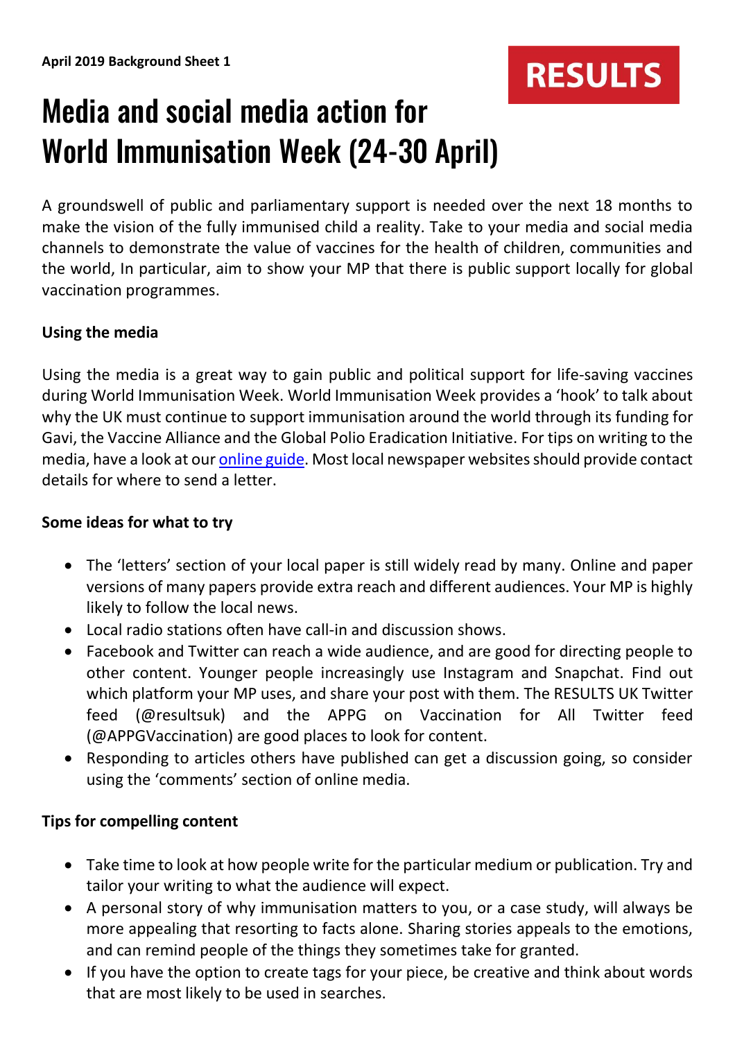**April 2019 Background Sheet 1**

RESULTS

# Media and social media action for World Immunisation Week (24-30 April)

A groundswell of public and parliamentary support is needed over the next 18 months to make the vision of the fully immunised child a reality. Take to your media and social media channels to demonstrate the value of vaccines for the health of children, communities and the world, In particular, aim to show your MP that there is public support locally for global vaccination programmes.

**Using the media**

Using the media is a great way to gain public and political support for life-saving vaccines during World Immunisation Week. World Immunisation Week provides a 'hook' to talk about why the UK must continue to support immunisation around the world through its funding for Gavi, the Vaccine Alliance and the Global Polio Eradication Initiative. For tips on writing to the media, have a look at our online guide. Most local newspaper websites should provide contact details for where to send a letter.

**Some ideas for what to try**

- The 'letters' section of your local paper is still widely read by many. Online and paper versions of many papers provide extra reach and different audiences. Your MP is highly likely to follow the local news.
- Local radio stations often have call-in and discussion shows.
- Facebook and Twitter can reach a wide audience, and are good for directing people to other content. Younger people increasingly use Instagram and Snapchat. Find out which platform your MP uses, and share your post with them. The RESULTS UK Twitter feed (@resultsuk) and the APPG on Vaccination for All Twitter feed (@APPGVaccination) are good places to look for content.
- Responding to articles others have published can get a discussion going, so consider using the 'comments' section of online media.

**Tips for compelling content**

- Take time to look at how people write for the particular medium or publication. Try and tailor your writing to what the audience will expect.
- A personal story of why immunisation matters to you, or a case study, will always be more appealing that resorting to facts alone. Sharing stories appeals to the emotions, and can remind people of the things they sometimes take for granted.
- If you have the option to create tags for your piece, be creative and think about words that are most likely to be used in searches.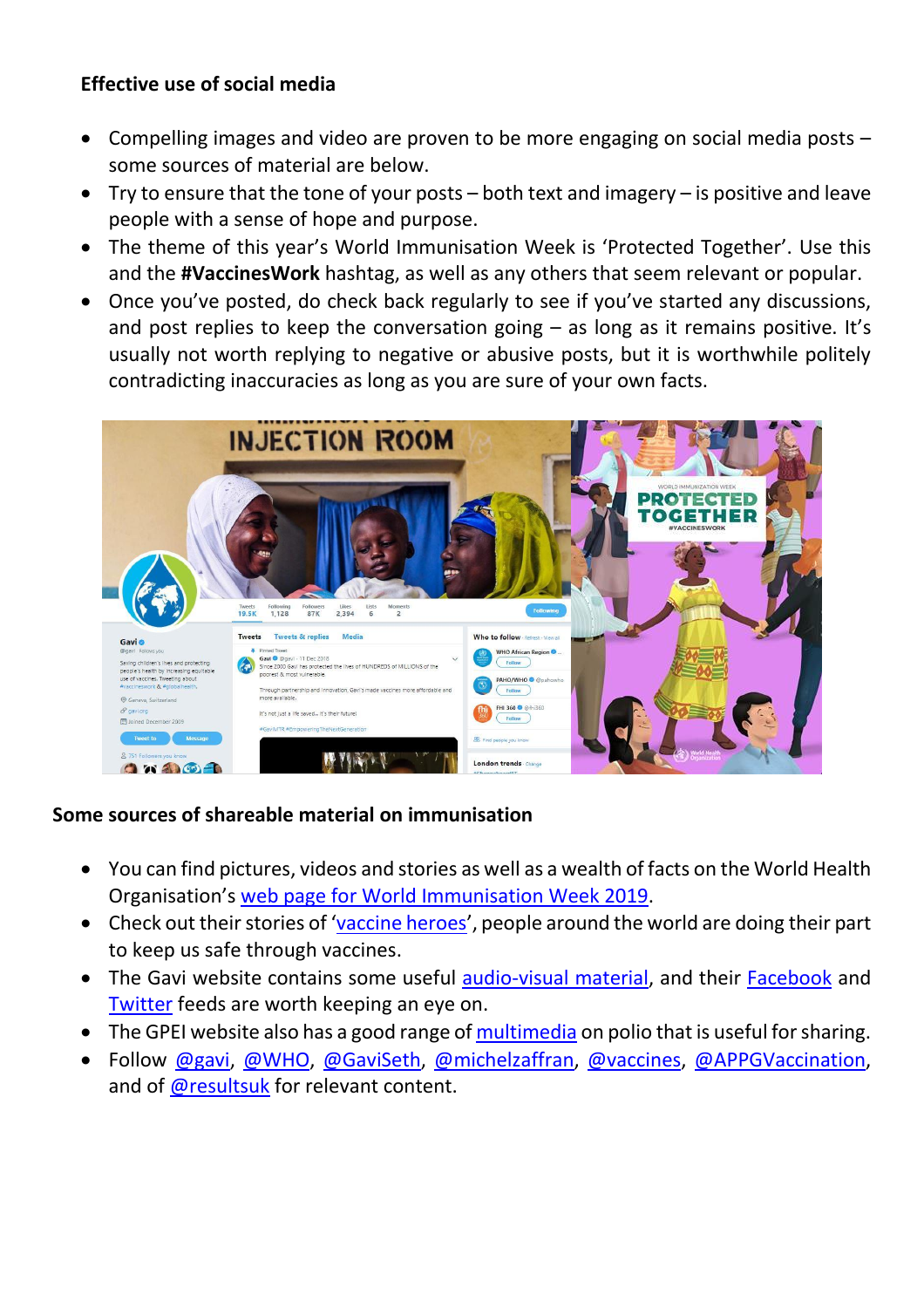**Effective use of social media**

- Compelling images and video are proven to be more engaging on social media posts – some sources of material are below.
- Try to ensure that the tone of your posts – both text and imagery – is positive and leave people with a sense of hope and purpose.
- The theme of this year's World Immunisation Week is 'Protected Together'. Use this and the **#VaccinesWork** hashtag, as well as any others that seem relevant or popular.
- Once you've posted, do check back regularly to see if you've started any discussions, and post replies to keep the conversation going – as long as it remains positive. It's usually not worth replying to negative or abusive posts, but it is worthwhile politely contradicting inaccuracies as long as you are sure of your own facts.

**Some sources of shareable material on immunisation**

- You can find pictures, videos and stories as well as a wealth of facts on the World Health Organisation's web page for World Immunisation Week 2019.
- Check out their stories of 'vaccine heroes', people around the world are doing their part to keep us safe through vaccines.
- The Gavi website contains some useful audio-visual material, and their Facebook and Twitter feeds are worth keeping an eye on.
- The GPEI website also has a good range of multimedia on polio that is useful for sharing.
- Follow @gavi, @WHO, @GaviSeth, @michelzaffran, @vaccines, @APPGVaccination, and of @resultsuk for relevant content.